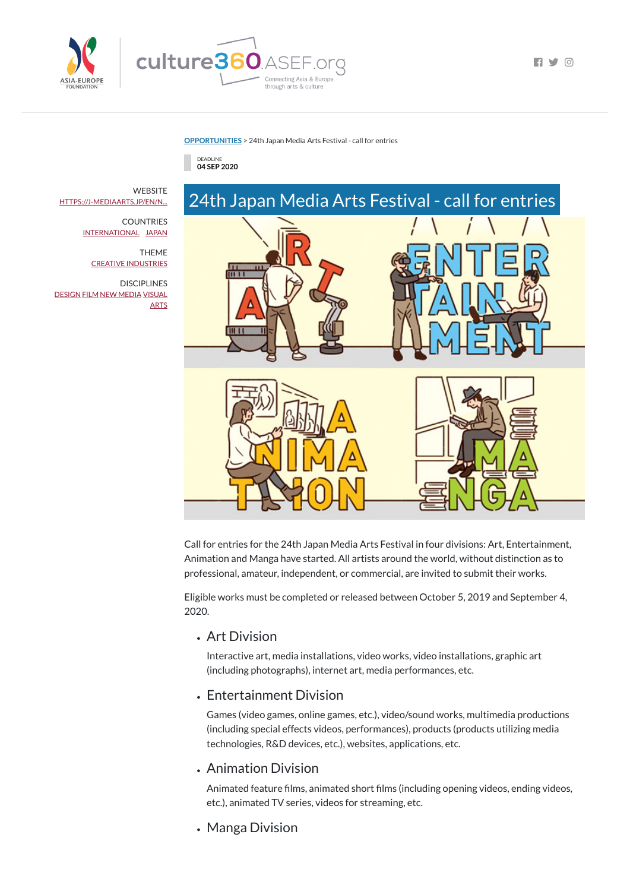OPPORTUNITIES > 24th Japan Media Arts Festival - call for entries

DEADLINE
**04 SEP 2020**

WEBSITE
HTTPS://J-MEDIAARTS.JP/EN/N...

COUNTRIES
INTERNATIONAL JAPAN

THEME
CREATIVE INDUSTRIES

DISCIPLINES
DESIGN FILM NEW MEDIA VISUAL ARTS

# 24th Japan Media Arts Festival - call for entries

Call for entries for the 24th Japan Media Arts Festival in four divisions: Art, Entertainment, Animation and Manga have started. All artists around the world, without distinction as to professional, amateur, independent, or commercial, are invited to submit their works.

Eligible works must be completed or released between October 5, 2019 and September 4, 2020.

- ### Art Division

  Interactive art, media installations, video works, video installations, graphic art (including photographs), internet art, media performances, etc.

- ### Entertainment Division

  Games (video games, online games, etc.), video/sound works, multimedia productions (including special effects videos, performances), products (products utilizing media technologies, R&D devices, etc.), websites, applications, etc.

- ### Animation Division

  Animated feature films, animated short films (including opening videos, ending videos, etc.), animated TV series, videos for streaming, etc.

- ### Manga Division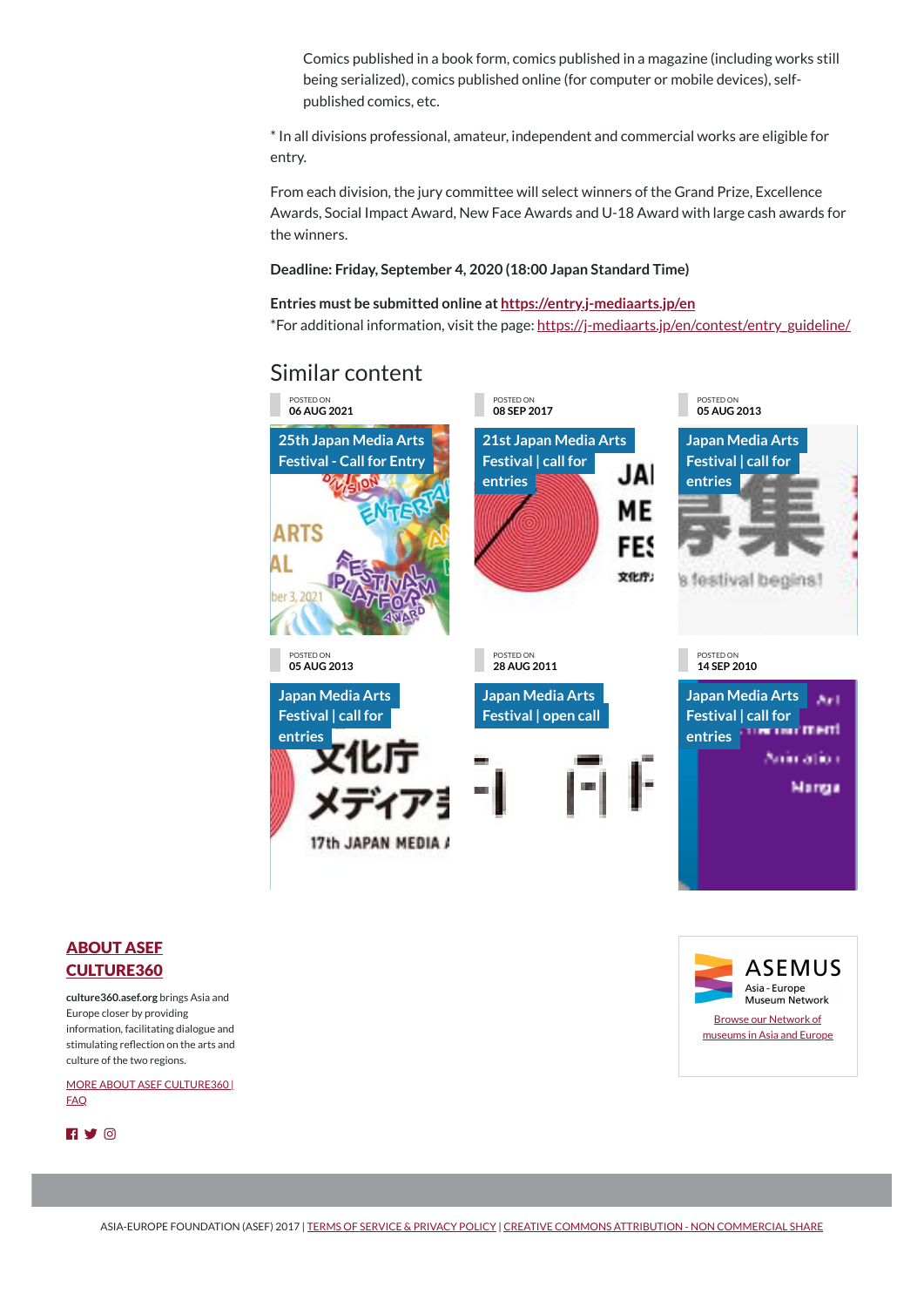Comics published in a book form, comics published in a magazine (including works still being serialized), comics published online (for computer or mobile devices), self-published comics, etc.

* In all divisions professional, amateur, independent and commercial works are eligible for entry.

From each division, the jury committee will select winners of the Grand Prize, Excellence Awards, Social Impact Award, New Face Awards and U-18 Award with large cash awards for the winners.

**Deadline: Friday, September 4, 2020 (18:00 Japan Standard Time)**

**Entries must be submitted online at https://entry.j-mediaarts.jp/en**
*For additional information, visit the page: https://j-mediaarts.jp/en/contest/entry_guideline/

## Similar content

POSTED ON
06 AUG 2021
25th Japan Media Arts Festival - Call for Entry

POSTED ON
08 SEP 2017
21st Japan Media Arts Festival | call for entries

POSTED ON
05 AUG 2013
Japan Media Arts Festival | call for entries

POSTED ON
05 AUG 2013
Japan Media Arts Festival | call for entries

POSTED ON
28 AUG 2011
Japan Media Arts Festival | open call

POSTED ON
14 SEP 2010
Japan Media Arts Festival | call for entries

## ABOUT ASEF CULTURE360

**culture360.asef.org** brings Asia and Europe closer by providing information, facilitating dialogue and stimulating reflection on the arts and culture of the two regions.

MORE ABOUT ASEF CULTURE360 | FAQ

ASEMUS
Asia - Europe Museum Network

Browse our Network of museums in Asia and Europe

ASIA-EUROPE FOUNDATION (ASEF) 2017 | TERMS OF SERVICE & PRIVACY POLICY | CREATIVE COMMONS ATTRIBUTION - NON COMMERCIAL SHARE